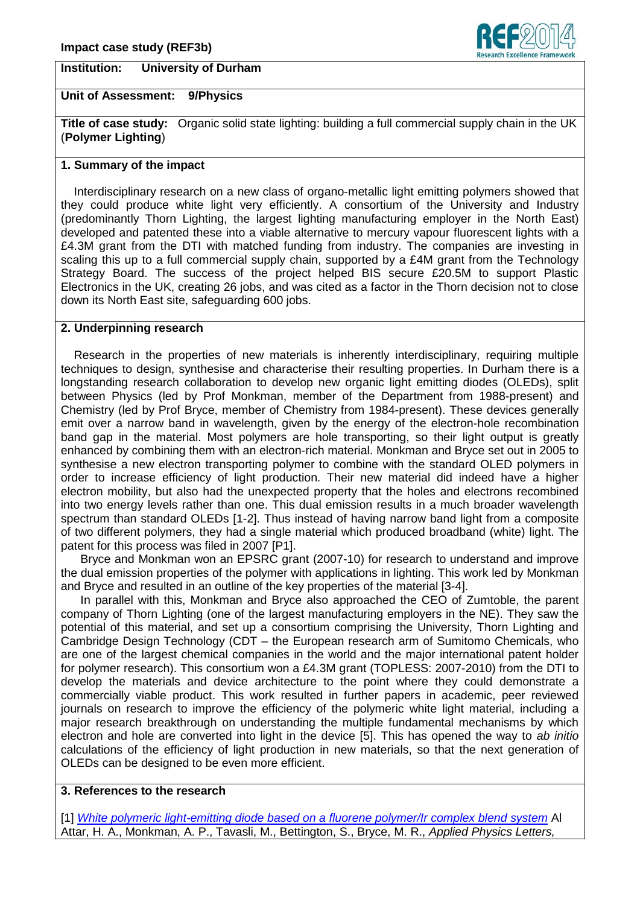**Impact case study (REF3b)**

**Institution:** **University of Durham**

**Unit of Assessment:** **9/Physics**

**Title of case study:** Organic solid state lighting: building a full commercial supply chain in the UK (**Polymer Lighting**)

## 1. Summary of the impact

Interdisciplinary research on a new class of organo-metallic light emitting polymers showed that they could produce white light very efficiently. A consortium of the University and Industry (predominantly Thorn Lighting, the largest lighting manufacturing employer in the North East) developed and patented these into a viable alternative to mercury vapour fluorescent lights with a £4.3M grant from the DTI with matched funding from industry. The companies are investing in scaling this up to a full commercial supply chain, supported by a £4M grant from the Technology Strategy Board. The success of the project helped BIS secure £20.5M to support Plastic Electronics in the UK, creating 26 jobs, and was cited as a factor in the Thorn decision not to close down its North East site, safeguarding 600 jobs.

## 2. Underpinning research

Research in the properties of new materials is inherently interdisciplinary, requiring multiple techniques to design, synthesise and characterise their resulting properties. In Durham there is a longstanding research collaboration to develop new organic light emitting diodes (OLEDs), split between Physics (led by Prof Monkman, member of the Department from 1988-present) and Chemistry (led by Prof Bryce, member of Chemistry from 1984-present). These devices generally emit over a narrow band in wavelength, given by the energy of the electron-hole recombination band gap in the material. Most polymers are hole transporting, so their light output is greatly enhanced by combining them with an electron-rich material. Monkman and Bryce set out in 2005 to synthesise a new electron transporting polymer to combine with the standard OLED polymers in order to increase efficiency of light production. Their new material did indeed have a higher electron mobility, but also had the unexpected property that the holes and electrons recombined into two energy levels rather than one. This dual emission results in a much broader wavelength spectrum than standard OLEDs [1-2]. Thus instead of having narrow band light from a composite of two different polymers, they had a single material which produced broadband (white) light. The patent for this process was filed in 2007 [P1].

Bryce and Monkman won an EPSRC grant (2007-10) for research to understand and improve the dual emission properties of the polymer with applications in lighting. This work led by Monkman and Bryce and resulted in an outline of the key properties of the material [3-4].

In parallel with this, Monkman and Bryce also approached the CEO of Zumtoble, the parent company of Thorn Lighting (one of the largest manufacturing employers in the NE). They saw the potential of this material, and set up a consortium comprising the University, Thorn Lighting and Cambridge Design Technology (CDT – the European research arm of Sumitomo Chemicals, who are one of the largest chemical companies in the world and the major international patent holder for polymer research). This consortium won a £4.3M grant (TOPLESS: 2007-2010) from the DTI to develop the materials and device architecture to the point where they could demonstrate a commercially viable product. This work resulted in further papers in academic, peer reviewed journals on research to improve the efficiency of the polymeric white light material, including a major research breakthrough on understanding the multiple fundamental mechanisms by which electron and hole are converted into light in the device [5]. This has opened the way to *ab initio* calculations of the efficiency of light production in new materials, so that the next generation of OLEDs can be designed to be even more efficient.

## 3. References to the research

[1] *White polymeric light-emitting diode based on a fluorene polymer/Ir complex blend system* Al Attar, H. A., Monkman, A. P., Tavasli, M., Bettington, S., Bryce, M. R., *Applied Physics Letters,*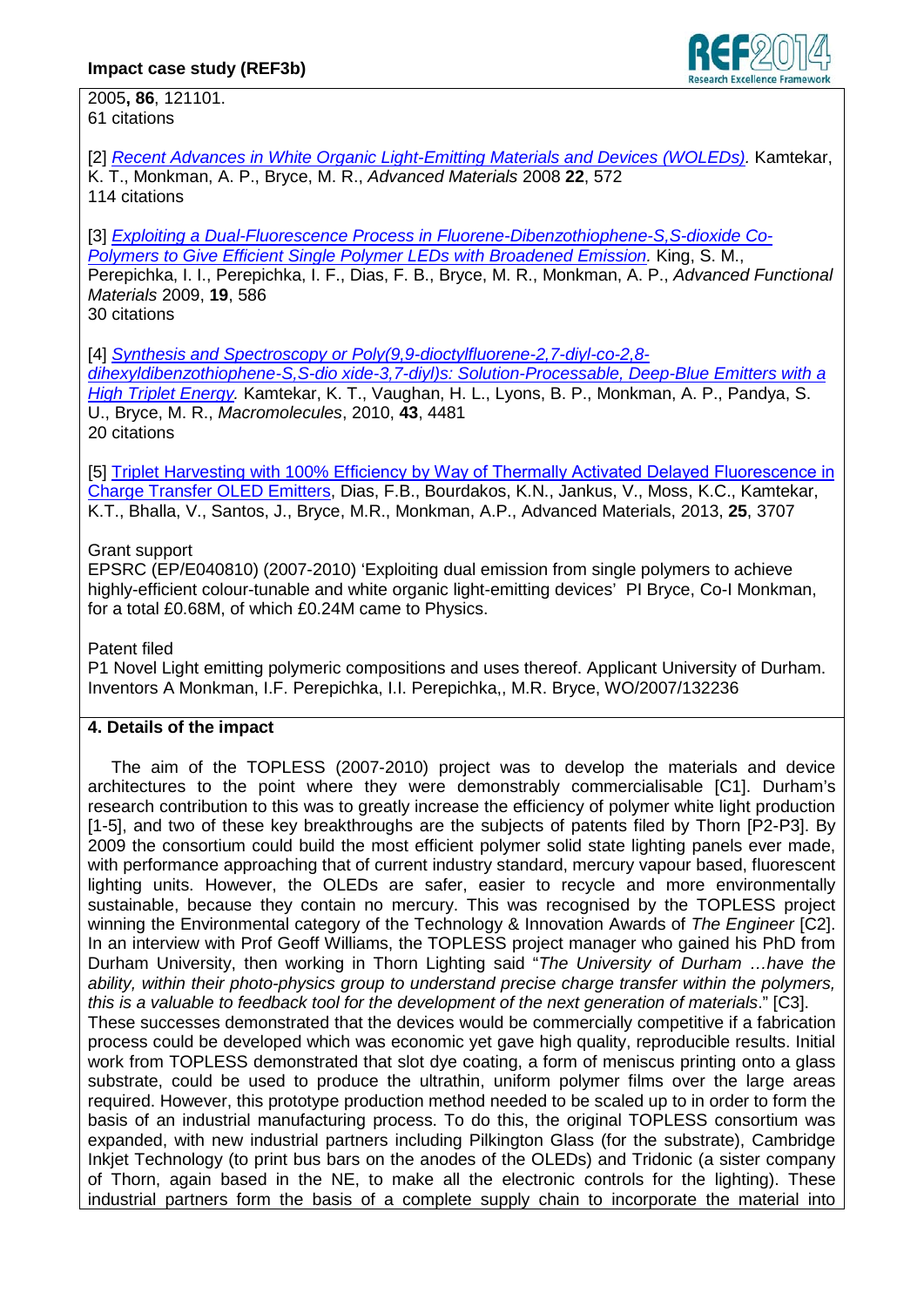2005, **86**, 121101.
61 citations

[2] *Recent Advances in White Organic Light-Emitting Materials and Devices (WOLEDs).* Kamtekar, K. T., Monkman, A. P., Bryce, M. R., *Advanced Materials* 2008 **22**, 572
114 citations

[3] *Exploiting a Dual-Fluorescence Process in Fluorene-Dibenzothiophene-S,S-dioxide Co-Polymers to Give Efficient Single Polymer LEDs with Broadened Emission.* King, S. M., Perepichka, I. I., Perepichka, I. F., Dias, F. B., Bryce, M. R., Monkman, A. P., *Advanced Functional Materials* 2009, **19**, 586
30 citations

[4] *Synthesis and Spectroscopy or Poly(9,9-dioctylfluorene-2,7-diyl-co-2,8-dihexyldibenzothiophene-S,S-dio xide-3,7-diyl)s: Solution-Processable, Deep-Blue Emitters with a High Triplet Energy.* Kamtekar, K. T., Vaughan, H. L., Lyons, B. P., Monkman, A. P., Pandya, S. U., Bryce, M. R., *Macromolecules*, 2010, **43**, 4481
20 citations

[5] Triplet Harvesting with 100% Efficiency by Way of Thermally Activated Delayed Fluorescence in Charge Transfer OLED Emitters, Dias, F.B., Bourdakos, K.N., Jankus, V., Moss, K.C., Kamtekar, K.T., Bhalla, V., Santos, J., Bryce, M.R., Monkman, A.P., Advanced Materials, 2013, **25**, 3707

Grant support
EPSRC (EP/E040810) (2007-2010) 'Exploiting dual emission from single polymers to achieve highly-efficient colour-tunable and white organic light-emitting devices' PI Bryce, Co-I Monkman, for a total £0.68M, of which £0.24M came to Physics.

Patent filed
P1 Novel Light emitting polymeric compositions and uses thereof. Applicant University of Durham. Inventors A Monkman, I.F. Perepichka, I.I. Perepichka,, M.R. Bryce, WO/2007/132236

## 4. Details of the impact

The aim of the TOPLESS (2007-2010) project was to develop the materials and device architectures to the point where they were demonstrably commercialisable [C1]. Durham's research contribution to this was to greatly increase the efficiency of polymer white light production [1-5], and two of these key breakthroughs are the subjects of patents filed by Thorn [P2-P3]. By 2009 the consortium could build the most efficient polymer solid state lighting panels ever made, with performance approaching that of current industry standard, mercury vapour based, fluorescent lighting units. However, the OLEDs are safer, easier to recycle and more environmentally sustainable, because they contain no mercury. This was recognised by the TOPLESS project winning the Environmental category of the Technology & Innovation Awards of *The Engineer* [C2]. In an interview with Prof Geoff Williams, the TOPLESS project manager who gained his PhD from Durham University, then working in Thorn Lighting said "*The University of Durham …have the ability, within their photo-physics group to understand precise charge transfer within the polymers, this is a valuable to feedback tool for the development of the next generation of materials*." [C3].
These successes demonstrated that the devices would be commercially competitive if a fabrication process could be developed which was economic yet gave high quality, reproducible results. Initial work from TOPLESS demonstrated that slot dye coating, a form of meniscus printing onto a glass substrate, could be used to produce the ultrathin, uniform polymer films over the large areas required. However, this prototype production method needed to be scaled up to in order to form the basis of an industrial manufacturing process. To do this, the original TOPLESS consortium was expanded, with new industrial partners including Pilkington Glass (for the substrate), Cambridge Inkjet Technology (to print bus bars on the anodes of the OLEDs) and Tridonic (a sister company of Thorn, again based in the NE, to make all the electronic controls for the lighting). These industrial partners form the basis of a complete supply chain to incorporate the material into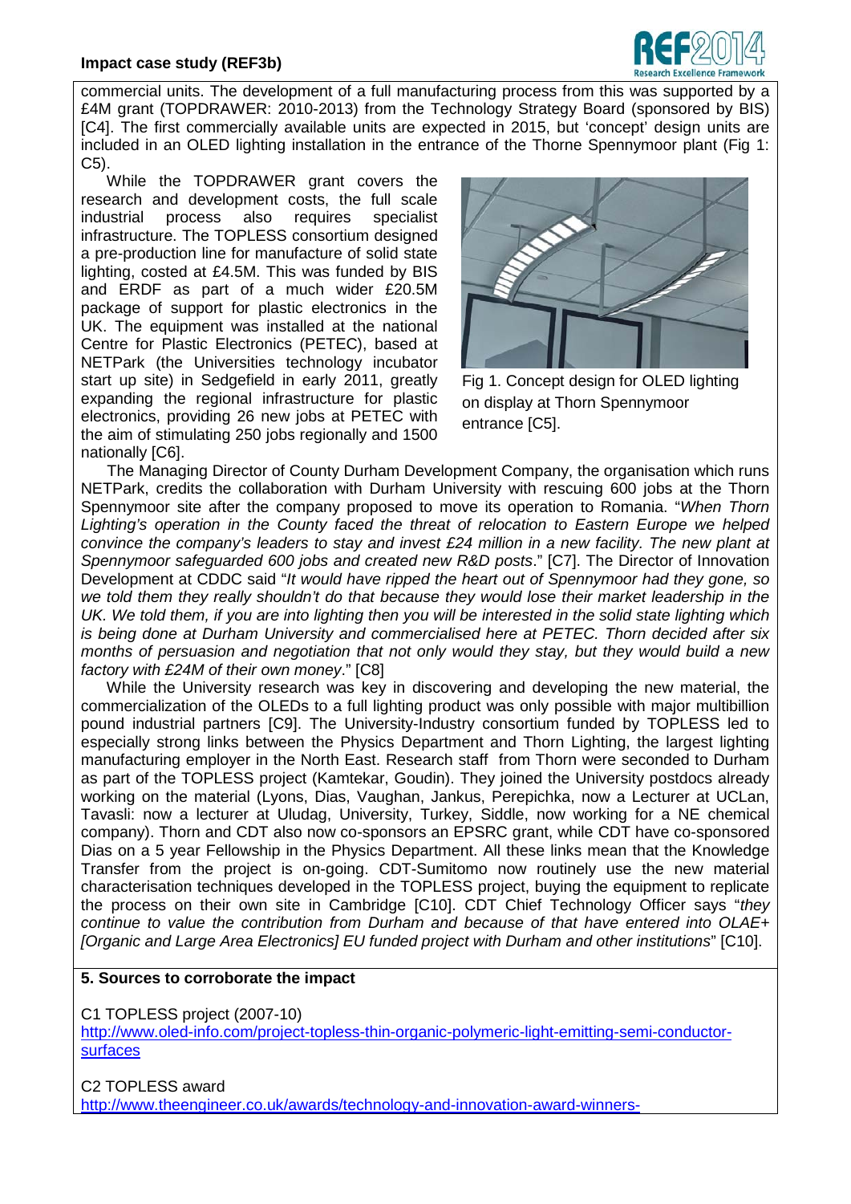commercial units. The development of a full manufacturing process from this was supported by a £4M grant (TOPDRAWER: 2010-2013) from the Technology Strategy Board (sponsored by BIS) [C4]. The first commercially available units are expected in 2015, but 'concept' design units are included in an OLED lighting installation in the entrance of the Thorne Spennymoor plant (Fig 1: C5).

While the TOPDRAWER grant covers the research and development costs, the full scale industrial process also requires specialist infrastructure. The TOPLESS consortium designed a pre-production line for manufacture of solid state lighting, costed at £4.5M. This was funded by BIS and ERDF as part of a much wider £20.5M package of support for plastic electronics in the UK. The equipment was installed at the national Centre for Plastic Electronics (PETEC), based at NETPark (the Universities technology incubator start up site) in Sedgefield in early 2011, greatly expanding the regional infrastructure for plastic electronics, providing 26 new jobs at PETEC with the aim of stimulating 250 jobs regionally and 1500 nationally [C6].

Fig 1. Concept design for OLED lighting on display at Thorn Spennymoor entrance [C5].

The Managing Director of County Durham Development Company, the organisation which runs NETPark, credits the collaboration with Durham University with rescuing 600 jobs at the Thorn Spennymoor site after the company proposed to move its operation to Romania. "*When Thorn Lighting's operation in the County faced the threat of relocation to Eastern Europe we helped convince the company's leaders to stay and invest £24 million in a new facility. The new plant at Spennymoor safeguarded 600 jobs and created new R&D posts*." [C7]. The Director of Innovation Development at CDDC said "*It would have ripped the heart out of Spennymoor had they gone, so we told them they really shouldn't do that because they would lose their market leadership in the UK. We told them, if you are into lighting then you will be interested in the solid state lighting which is being done at Durham University and commercialised here at PETEC. Thorn decided after six months of persuasion and negotiation that not only would they stay, but they would build a new factory with £24M of their own money*." [C8]

While the University research was key in discovering and developing the new material, the commercialization of the OLEDs to a full lighting product was only possible with major multibillion pound industrial partners [C9]. The University-Industry consortium funded by TOPLESS led to especially strong links between the Physics Department and Thorn Lighting, the largest lighting manufacturing employer in the North East. Research staff from Thorn were seconded to Durham as part of the TOPLESS project (Kamtekar, Goudin). They joined the University postdocs already working on the material (Lyons, Dias, Vaughan, Jankus, Perepichka, now a Lecturer at UCLan, Tavasli: now a lecturer at Uludag, University, Turkey, Siddle, now working for a NE chemical company). Thorn and CDT also now co-sponsors an EPSRC grant, while CDT have co-sponsored Dias on a 5 year Fellowship in the Physics Department. All these links mean that the Knowledge Transfer from the project is on-going. CDT-Sumitomo now routinely use the new material characterisation techniques developed in the TOPLESS project, buying the equipment to replicate the process on their own site in Cambridge [C10]. CDT Chief Technology Officer says "*they continue to value the contribution from Durham and because of that have entered into OLAE+ [Organic and Large Area Electronics] EU funded project with Durham and other institutions*" [C10].

## 5. Sources to corroborate the impact

C1 TOPLESS project (2007-10)
http://www.oled-info.com/project-topless-thin-organic-polymeric-light-emitting-semi-conductor-surfaces

C2 TOPLESS award
http://www.theengineer.co.uk/awards/technology-and-innovation-award-winners-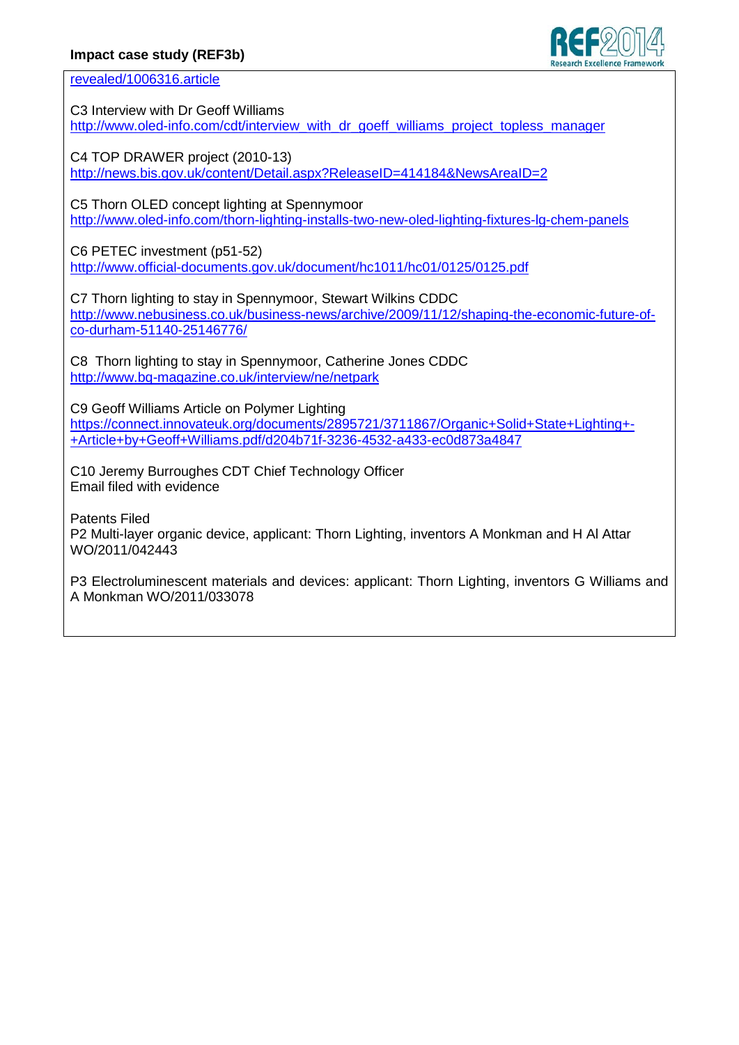revealed/1006316.article

C3 Interview with Dr Geoff Williams
http://www.oled-info.com/cdt/interview_with_dr_goeff_williams_project_topless_manager

C4 TOP DRAWER project (2010-13)
http://news.bis.gov.uk/content/Detail.aspx?ReleaseID=414184&NewsAreaID=2

C5 Thorn OLED concept lighting at Spennymoor
http://www.oled-info.com/thorn-lighting-installs-two-new-oled-lighting-fixtures-lg-chem-panels

C6 PETEC investment (p51-52)
http://www.official-documents.gov.uk/document/hc1011/hc01/0125/0125.pdf

C7 Thorn lighting to stay in Spennymoor, Stewart Wilkins CDDC
http://www.nebusiness.co.uk/business-news/archive/2009/11/12/shaping-the-economic-future-of-co-durham-51140-25146776/

C8 Thorn lighting to stay in Spennymoor, Catherine Jones CDDC
http://www.bq-magazine.co.uk/interview/ne/netpark

C9 Geoff Williams Article on Polymer Lighting
https://connect.innovateuk.org/documents/2895721/3711867/Organic+Solid+State+Lighting+-+Article+by+Geoff+Williams.pdf/d204b71f-3236-4532-a433-ec0d873a4847

C10 Jeremy Burroughes CDT Chief Technology Officer
Email filed with evidence

Patents Filed
P2 Multi-layer organic device, applicant: Thorn Lighting, inventors A Monkman and H Al Attar WO/2011/042443

P3 Electroluminescent materials and devices: applicant: Thorn Lighting, inventors G Williams and A Monkman WO/2011/033078